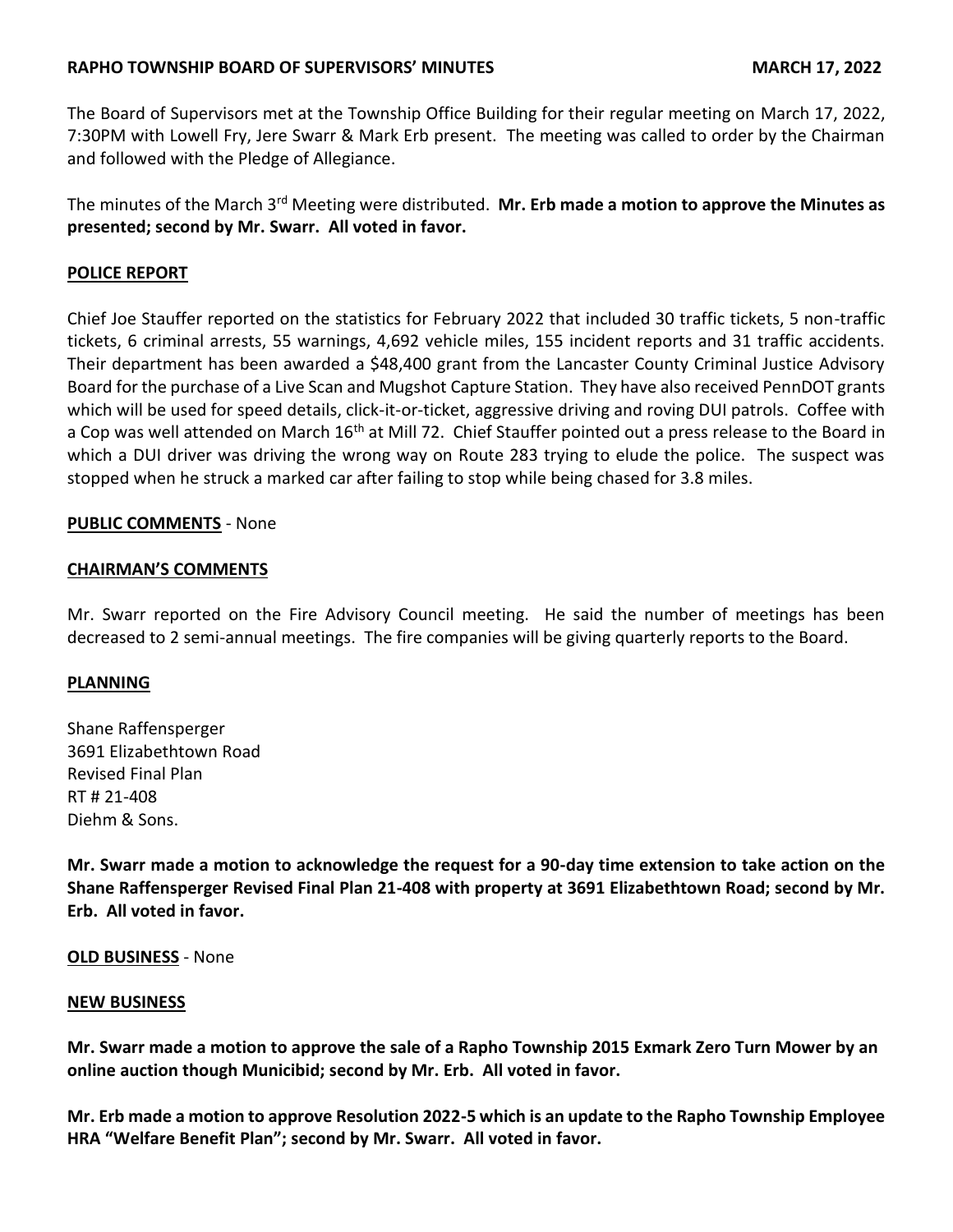# RAPHO TOWNSHIP BOARD OF SUPERVISORS' MINUTES — MARCH 17, 2022

The Board of Supervisors met at the Township Office Building for their regular meeting on March 17, 2022, 7:30PM with Lowell Fry, Jere Swarr & Mark Erb present. The meeting was called to order by the Chairman and followed with the Pledge of Allegiance.

The minutes of the March 3rd Meeting were distributed. **Mr. Erb made a motion to approve the Minutes as presented; second by Mr. Swarr. All voted in favor.**

## POLICE REPORT

Chief Joe Stauffer reported on the statistics for February 2022 that included 30 traffic tickets, 5 non-traffic tickets, 6 criminal arrests, 55 warnings, 4,692 vehicle miles, 155 incident reports and 31 traffic accidents. Their department has been awarded a $48,400 grant from the Lancaster County Criminal Justice Advisory Board for the purchase of a Live Scan and Mugshot Capture Station. They have also received PennDOT grants which will be used for speed details, click-it-or-ticket, aggressive driving and roving DUI patrols. Coffee with a Cop was well attended on March 16th at Mill 72. Chief Stauffer pointed out a press release to the Board in which a DUI driver was driving the wrong way on Route 283 trying to elude the police. The suspect was stopped when he struck a marked car after failing to stop while being chased for 3.8 miles.

## PUBLIC COMMENTS - None

## CHAIRMAN'S COMMENTS

Mr. Swarr reported on the Fire Advisory Council meeting. He said the number of meetings has been decreased to 2 semi-annual meetings. The fire companies will be giving quarterly reports to the Board.

## PLANNING

Shane Raffensperger
3691 Elizabethtown Road
Revised Final Plan
RT # 21-408
Diehm & Sons.

**Mr. Swarr made a motion to acknowledge the request for a 90-day time extension to take action on the Shane Raffensperger Revised Final Plan 21-408 with property at 3691 Elizabethtown Road; second by Mr. Erb. All voted in favor.**

## OLD BUSINESS - None

## NEW BUSINESS

**Mr. Swarr made a motion to approve the sale of a Rapho Township 2015 Exmark Zero Turn Mower by an online auction though Municibid; second by Mr. Erb. All voted in favor.**

**Mr. Erb made a motion to approve Resolution 2022-5 which is an update to the Rapho Township Employee HRA "Welfare Benefit Plan"; second by Mr. Swarr. All voted in favor.**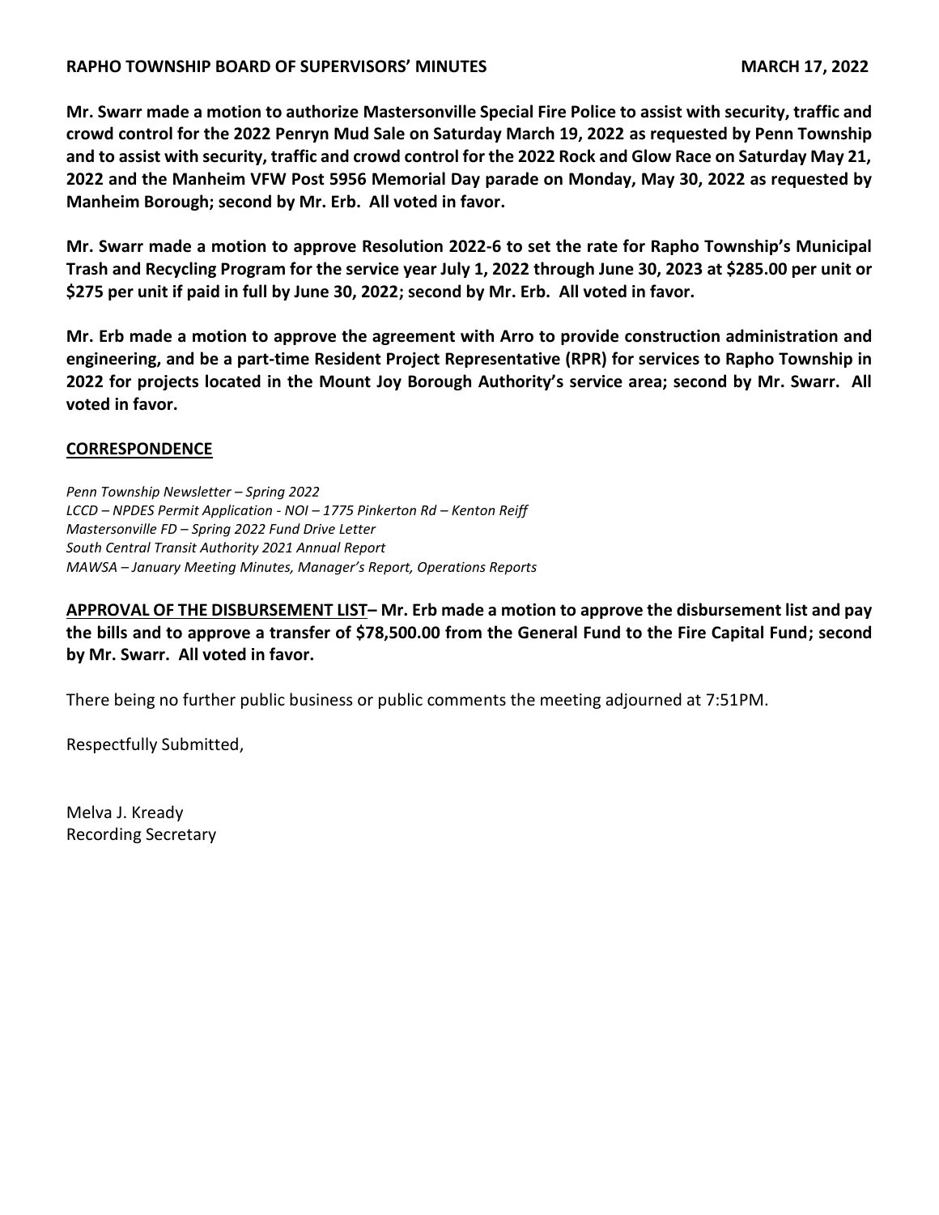**Mr. Swarr made a motion to authorize Mastersonville Special Fire Police to assist with security, traffic and crowd control for the 2022 Penryn Mud Sale on Saturday March 19, 2022 as requested by Penn Township and to assist with security, traffic and crowd control for the 2022 Rock and Glow Race on Saturday May 21, 2022 and the Manheim VFW Post 5956 Memorial Day parade on Monday, May 30, 2022 as requested by Manheim Borough; second by Mr. Erb. All voted in favor.**

**Mr. Swarr made a motion to approve Resolution 2022-6 to set the rate for Rapho Township's Municipal Trash and Recycling Program for the service year July 1, 2022 through June 30, 2023 at $285.00 per unit or $275 per unit if paid in full by June 30, 2022; second by Mr. Erb. All voted in favor.**

**Mr. Erb made a motion to approve the agreement with Arro to provide construction administration and engineering, and be a part-time Resident Project Representative (RPR) for services to Rapho Township in 2022 for projects located in the Mount Joy Borough Authority's service area; second by Mr. Swarr. All voted in favor.**

## CORRESPONDENCE

*Penn Township Newsletter – Spring 2022*
*LCCD – NPDES Permit Application - NOI – 1775 Pinkerton Rd – Kenton Reiff*
*Mastersonville FD – Spring 2022 Fund Drive Letter*
*South Central Transit Authority 2021 Annual Report*
*MAWSA – January Meeting Minutes, Manager's Report, Operations Reports*

**APPROVAL OF THE DISBURSEMENT LIST– Mr. Erb made a motion to approve the disbursement list and pay the bills and to approve a transfer of $78,500.00 from the General Fund to the Fire Capital Fund; second by Mr. Swarr. All voted in favor.**

There being no further public business or public comments the meeting adjourned at 7:51PM.

Respectfully Submitted,

Melva J. Kready
Recording Secretary